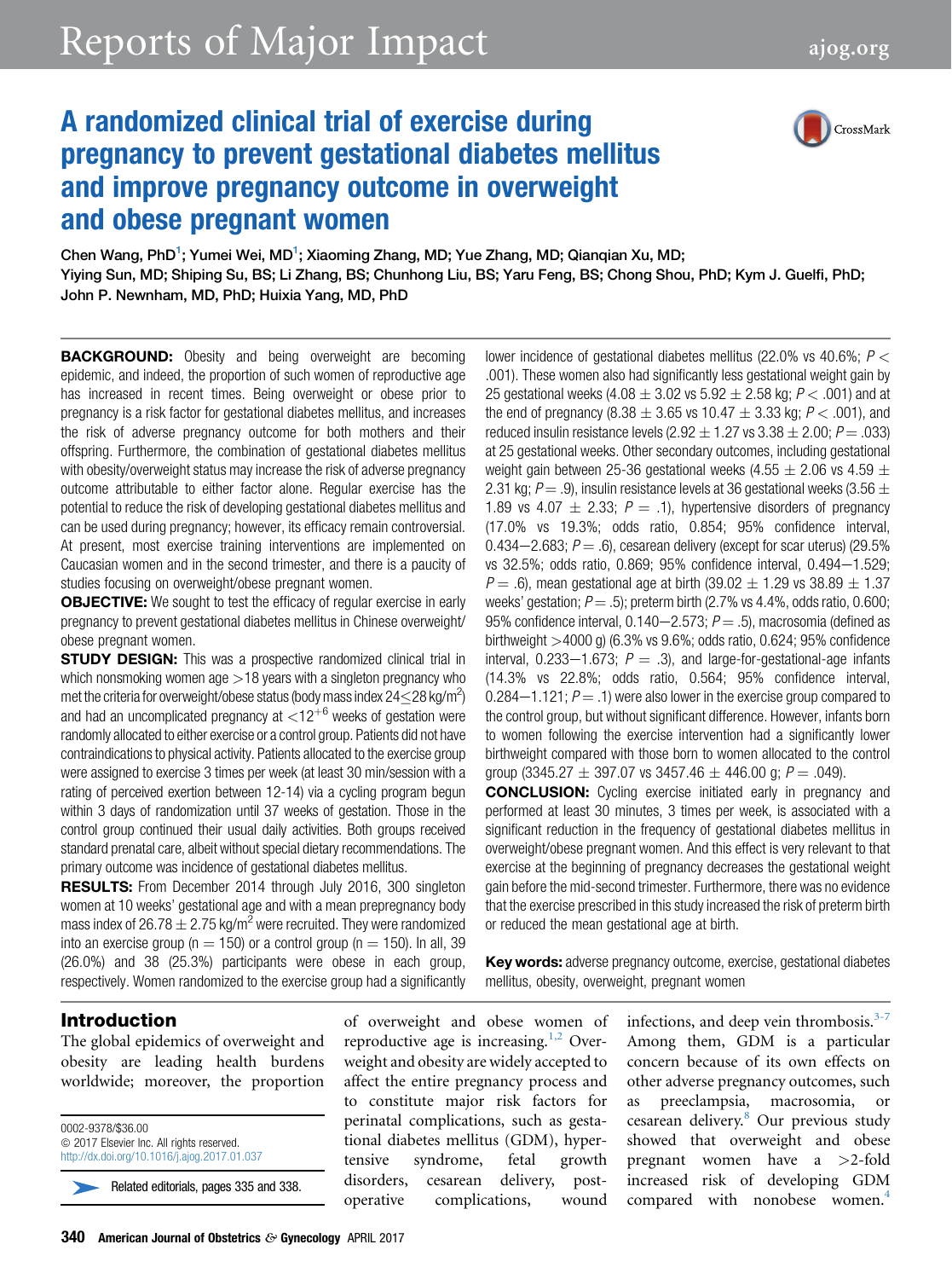# A randomized clinical trial of exercise during pregnancy to prevent gestational diabetes mellitus and improve pregnancy outcome in overweight and obese pregnant women

Chen Wang, PhD[1]; Yumei Wei, MD[1]; Xiaoming Zhang, MD; Yue Zhang, MD; Qianqian Xu, MD; Yiying Sun, MD; Shiping Su, BS; Li Zhang, BS; Chunhong Liu, BS; Yaru Feng, BS; Chong Shou, PhD; Kym J. Guelfi, PhD; John P. Newnham, MD, PhD; Huixia Yang, MD, PhD

**BACKGROUND:** Obesity and being overweight are becoming epidemic, and indeed, the proportion of such women of reproductive age has increased in recent times. Being overweight or obese prior to pregnancy is a risk factor for gestational diabetes mellitus, and increases the risk of adverse pregnancy outcome for both mothers and their offspring. Furthermore, the combination of gestational diabetes mellitus with obesity/overweight status may increase the risk of adverse pregnancy outcome attributable to either factor alone. Regular exercise has the potential to reduce the risk of developing gestational diabetes mellitus and can be used during pregnancy; however, its efficacy remain controversial. At present, most exercise training interventions are implemented on Caucasian women and in the second trimester, and there is a paucity of studies focusing on overweight/obese pregnant women.

**OBJECTIVE:** We sought to test the efficacy of regular exercise in early pregnancy to prevent gestational diabetes mellitus in Chinese overweight/obese pregnant women.

**STUDY DESIGN:** This was a prospective randomized clinical trial in which nonsmoking women age >18 years with a singleton pregnancy who met the criteria for overweight/obese status (body mass index $24 \leq 28$ kg/m$^2$) and had an uncomplicated pregnancy at $<12^{+6}$ weeks of gestation were randomly allocated to either exercise or a control group. Patients did not have contraindications to physical activity. Patients allocated to the exercise group were assigned to exercise 3 times per week (at least 30 min/session with a rating of perceived exertion between 12-14) via a cycling program begun within 3 days of randomization until 37 weeks of gestation. Those in the control group continued their usual daily activities. Both groups received standard prenatal care, albeit without special dietary recommendations. The primary outcome was incidence of gestational diabetes mellitus.

**RESULTS:** From December 2014 through July 2016, 300 singleton women at 10 weeks' gestational age and with a mean prepregnancy body mass index of $26.78 \pm 2.75$ kg/m$^2$ were recruited. They were randomized into an exercise group (n = 150) or a control group (n = 150). In all, 39 (26.0%) and 38 (25.3%) participants were obese in each group, respectively. Women randomized to the exercise group had a significantly lower incidence of gestational diabetes mellitus (22.0% vs 40.6%; $P <$ .001). These women also had significantly less gestational weight gain by 25 gestational weeks ($4.08 \pm 3.02$ vs $5.92 \pm 2.58$ kg; $P <$ .001) and at the end of pregnancy ($8.38 \pm 3.65$ vs $10.47 \pm 3.33$ kg; $P <$ .001), and reduced insulin resistance levels ($2.92 \pm 1.27$ vs $3.38 \pm 2.00$; $P =$ .033) at 25 gestational weeks. Other secondary outcomes, including gestational weight gain between 25-36 gestational weeks ($4.55 \pm 2.06$ vs $4.59 \pm 2.31$ kg; $P =$ .9), insulin resistance levels at 36 gestational weeks ($3.56 \pm 1.89$ vs $4.07 \pm 2.33$; $P =$ .1), hypertensive disorders of pregnancy (17.0% vs 19.3%; odds ratio, 0.854; 95% confidence interval, 0.434−2.683; $P =$ .6), cesarean delivery (except for scar uterus) (29.5% vs 32.5%; odds ratio, 0.869; 95% confidence interval, 0.494−1.529; $P =$ .6), mean gestational age at birth ($39.02 \pm 1.29$ vs $38.89 \pm 1.37$ weeks' gestation; $P =$ .5); preterm birth (2.7% vs 4.4%, odds ratio, 0.600; 95% confidence interval, 0.140−2.573; $P =$ .5), macrosomia (defined as birthweight >4000 g) (6.3% vs 9.6%; odds ratio, 0.624; 95% confidence interval, 0.233−1.673; $P =$ .3), and large-for-gestational-age infants (14.3% vs 22.8%; odds ratio, 0.564; 95% confidence interval, 0.284−1.121; $P =$ .1) were also lower in the exercise group compared to the control group, but without significant difference. However, infants born to women following the exercise intervention had a significantly lower birthweight compared with those born to women allocated to the control group ($3345.27 \pm 397.07$ vs $3457.46 \pm 446.00$ g; $P =$ .049).

**CONCLUSION:** Cycling exercise initiated early in pregnancy and performed at least 30 minutes, 3 times per week, is associated with a significant reduction in the frequency of gestational diabetes mellitus in overweight/obese pregnant women. And this effect is very relevant to that exercise at the beginning of pregnancy decreases the gestational weight gain before the mid-second trimester. Furthermore, there was no evidence that the exercise prescribed in this study increased the risk of preterm birth or reduced the mean gestational age at birth.

**Key words:** adverse pregnancy outcome, exercise, gestational diabetes mellitus, obesity, overweight, pregnant women

## Introduction

The global epidemics of overweight and obesity are leading health burdens worldwide; moreover, the proportion of overweight and obese women of reproductive age is increasing.[1,2] Overweight and obesity are widely accepted to affect the entire pregnancy process and to constitute major risk factors for perinatal complications, such as gestational diabetes mellitus (GDM), hypertensive syndrome, fetal growth disorders, cesarean delivery, postoperative complications, wound infections, and deep vein thrombosis.[3-7] Among them, GDM is a particular concern because of its own effects on other adverse pregnancy outcomes, such as preeclampsia, macrosomia, or cesarean delivery.[8] Our previous study showed that overweight and obese pregnant women have a >2-fold increased risk of developing GDM compared with nonobese women.[4]

0002-9378/$36.00
© 2017 Elsevier Inc. All rights reserved.
http://dx.doi.org/10.1016/j.ajog.2017.01.037

Related editorials, pages 335 and 338.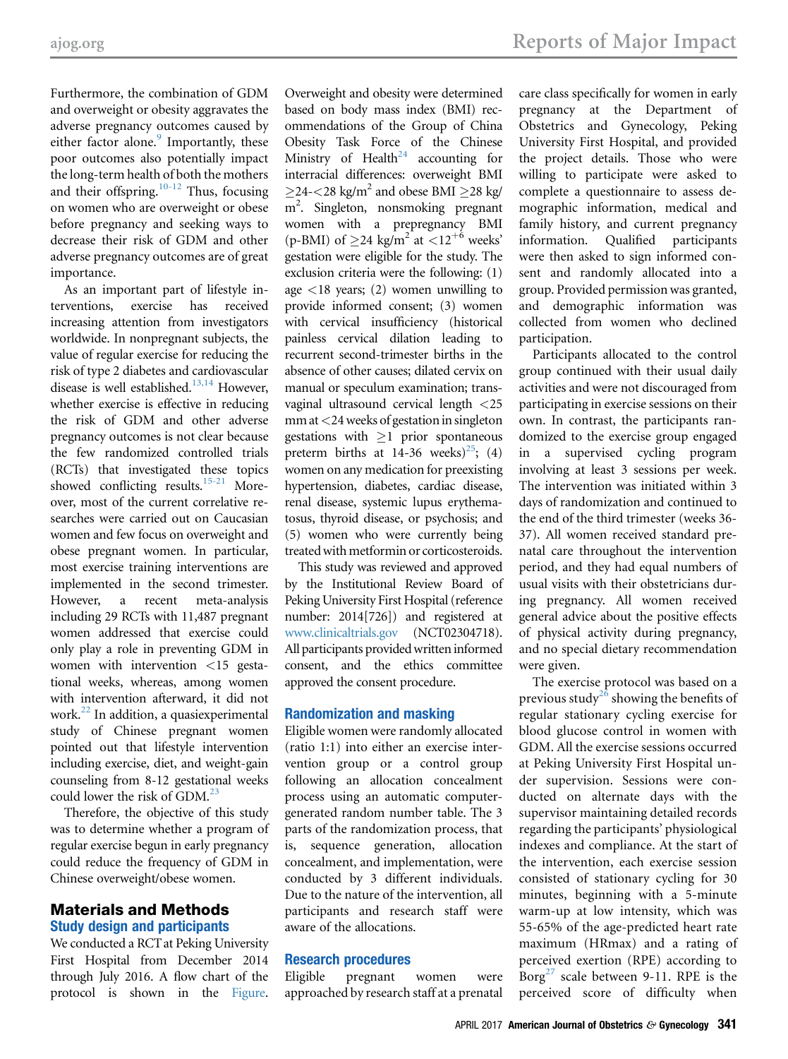Furthermore, the combination of GDM and overweight or obesity aggravates the adverse pregnancy outcomes caused by either factor alone.[9] Importantly, these poor outcomes also potentially impact the long-term health of both the mothers and their offspring.[10-12] Thus, focusing on women who are overweight or obese before pregnancy and seeking ways to decrease their risk of GDM and other adverse pregnancy outcomes are of great importance.

As an important part of lifestyle interventions, exercise has received increasing attention from investigators worldwide. In nonpregnant subjects, the value of regular exercise for reducing the risk of type 2 diabetes and cardiovascular disease is well established.[13,14] However, whether exercise is effective in reducing the risk of GDM and other adverse pregnancy outcomes is not clear because the few randomized controlled trials (RCTs) that investigated these topics showed conflicting results.[15-21] Moreover, most of the current correlative researches were carried out on Caucasian women and few focus on overweight and obese pregnant women. In particular, most exercise training interventions are implemented in the second trimester. However, a recent meta-analysis including 29 RCTs with 11,487 pregnant women addressed that exercise could only play a role in preventing GDM in women with intervention <15 gestational weeks, whereas, among women with intervention afterward, it did not work.[22] In addition, a quasiexperimental study of Chinese pregnant women pointed out that lifestyle intervention including exercise, diet, and weight-gain counseling from 8-12 gestational weeks could lower the risk of GDM.[23]

Therefore, the objective of this study was to determine whether a program of regular exercise begun in early pregnancy could reduce the frequency of GDM in Chinese overweight/obese women.

## Materials and Methods

### Study design and participants

We conducted a RCT at Peking University First Hospital from December 2014 through July 2016. A flow chart of the protocol is shown in the Figure. Overweight and obesity were determined based on body mass index (BMI) recommendations of the Group of China Obesity Task Force of the Chinese Ministry of Health[24] accounting for interracial differences: overweight BMI ≥24-<28 kg/m$^2$ and obese BMI ≥28 kg/m$^2$. Singleton, nonsmoking pregnant women with a prepregnancy BMI (p-BMI) of ≥24 kg/m$^2$ at <12$^{+6}$ weeks' gestation were eligible for the study. The exclusion criteria were the following: (1) age <18 years; (2) women unwilling to provide informed consent; (3) women with cervical insufficiency (historical painless cervical dilation leading to recurrent second-trimester births in the absence of other causes; dilated cervix on manual or speculum examination; transvaginal ultrasound cervical length <25 mm at <24 weeks of gestation in singleton gestations with ≥1 prior spontaneous preterm births at 14-36 weeks)[25]; (4) women on any medication for preexisting hypertension, diabetes, cardiac disease, renal disease, systemic lupus erythematosus, thyroid disease, or psychosis; and (5) women who were currently being treated with metformin or corticosteroids.

This study was reviewed and approved by the Institutional Review Board of Peking University First Hospital (reference number: 2014[726]) and registered at www.clinicaltrials.gov (NCT02304718). All participants provided written informed consent, and the ethics committee approved the consent procedure.

### Randomization and masking

Eligible women were randomly allocated (ratio 1:1) into either an exercise intervention group or a control group following an allocation concealment process using an automatic computer-generated random number table. The 3 parts of the randomization process, that is, sequence generation, allocation concealment, and implementation, were conducted by 3 different individuals. Due to the nature of the intervention, all participants and research staff were aware of the allocations.

### Research procedures

Eligible pregnant women were approached by research staff at a prenatal care class specifically for women in early pregnancy at the Department of Obstetrics and Gynecology, Peking University First Hospital, and provided the project details. Those who were willing to participate were asked to complete a questionnaire to assess demographic information, medical and family history, and current pregnancy information. Qualified participants were then asked to sign informed consent and randomly allocated into a group. Provided permission was granted, and demographic information was collected from women who declined participation.

Participants allocated to the control group continued with their usual daily activities and were not discouraged from participating in exercise sessions on their own. In contrast, the participants randomized to the exercise group engaged in a supervised cycling program involving at least 3 sessions per week. The intervention was initiated within 3 days of randomization and continued to the end of the third trimester (weeks 36-37). All women received standard prenatal care throughout the intervention period, and they had equal numbers of usual visits with their obstetricians during pregnancy. All women received general advice about the positive effects of physical activity during pregnancy, and no special dietary recommendation were given.

The exercise protocol was based on a previous study[26] showing the benefits of regular stationary cycling exercise for blood glucose control in women with GDM. All the exercise sessions occurred at Peking University First Hospital under supervision. Sessions were conducted on alternate days with the supervisor maintaining detailed records regarding the participants' physiological indexes and compliance. At the start of the intervention, each exercise session consisted of stationary cycling for 30 minutes, beginning with a 5-minute warm-up at low intensity, which was 55-65% of the age-predicted heart rate maximum (HRmax) and a rating of perceived exertion (RPE) according to Borg[27] scale between 9-11. RPE is the perceived score of difficulty when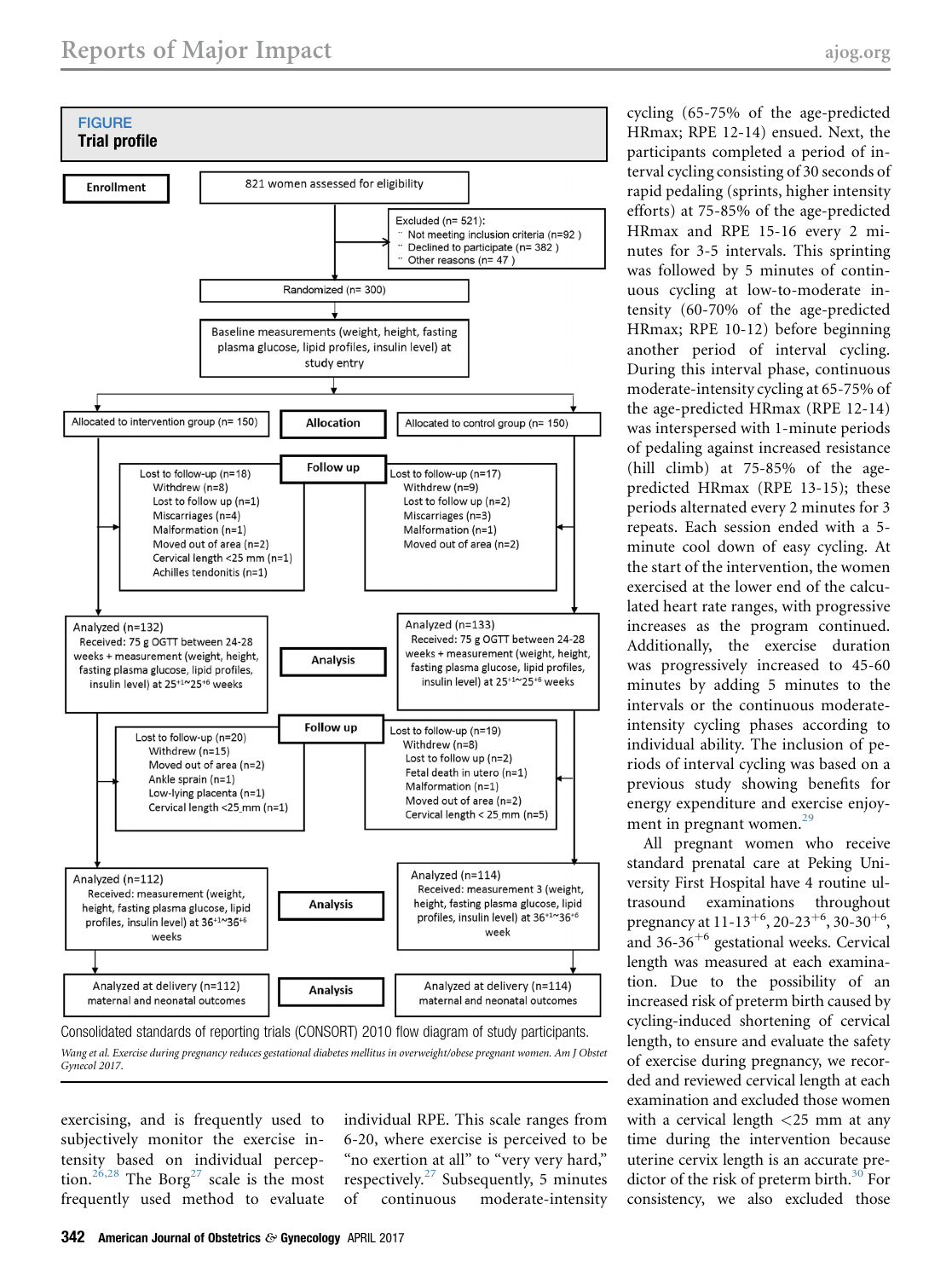**FIGURE**
**Trial profile**

Enrollment

821 women assessed for eligibility

Excluded (n= 521):
- Not meeting inclusion criteria (n=92 )
- Declined to participate (n= 382 )
- Other reasons (n= 47 )

Randomized (n= 300)

Baseline measurements (weight, height, fasting plasma glucose, lipid profiles, insulin level) at study entry

Allocation

Allocated to intervention group (n= 150)

Allocated to control group (n= 150)

Follow up

Lost to follow-up (n=18)
Withdrew (n=8)
Lost to follow up (n=1)
Miscarriages (n=4)
Malformation (n=1)
Moved out of area (n=2)
Cervical length <25 mm (n=1)
Achilles tendonitis (n=1)

Lost to follow-up (n=17)
Withdrew (n=9)
Lost to follow up (n=2)
Miscarriages (n=3)
Malformation (n=1)
Moved out of area (n=2)

Analysis

Analyzed (n=132)
Received: 75 g OGTT between 24-28 weeks + measurement (weight, height, fasting plasma glucose, lipid profiles, insulin level) at $25^{+1}$~$25^{+6}$ weeks

Analyzed (n=133)
Received: 75 g OGTT between 24-28 weeks + measurement (weight, height, fasting plasma glucose, lipid profiles, insulin level) at $25^{+1}$~$25^{+6}$ weeks

Follow up

Lost to follow-up (n=20)
Withdrew (n=15)
Moved out of area (n=2)
Ankle sprain (n=1)
Low-lying placenta (n=1)
Cervical length <25 mm (n=1)

Lost to follow-up (n=19)
Withdrew (n=8)
Lost to follow up (n=2)
Fetal death in utero (n=1)
Malformation (n=1)
Moved out of area (n=2)
Cervical length < 25 mm (n=5)

Analysis

Analyzed (n=112)
Received: measurement (weight, height, fasting plasma glucose, lipid profiles, insulin level) at $36^{+1}$~$36^{+6}$ weeks

Analyzed (n=114)
Received: measurement 3 (weight, height, fasting plasma glucose, lipid profiles, insulin level) at $36^{+1}$~$36^{+6}$ week

Analysis

Analyzed at delivery (n=112) maternal and neonatal outcomes

Analyzed at delivery (n=114) maternal and neonatal outcomes

Consolidated standards of reporting trials (CONSORT) 2010 flow diagram of study participants.

*Wang et al. Exercise during pregnancy reduces gestational diabetes mellitus in overweight/obese pregnant women. Am J Obstet Gynecol 2017.*

exercising, and is frequently used to subjectively monitor the exercise intensity based on individual perception.[26,28] The Borg[27] scale is the most frequently used method to evaluate individual RPE. This scale ranges from 6-20, where exercise is perceived to be "no exertion at all" to "very very hard," respectively.[27] Subsequently, 5 minutes of continuous moderate-intensity cycling (65-75% of the age-predicted HRmax; RPE 12-14) ensued. Next, the participants completed a period of interval cycling consisting of 30 seconds of rapid pedaling (sprints, higher intensity efforts) at 75-85% of the age-predicted HRmax and RPE 15-16 every 2 minutes for 3-5 intervals. This sprinting was followed by 5 minutes of continuous cycling at low-to-moderate intensity (60-70% of the age-predicted HRmax; RPE 10-12) before beginning another period of interval cycling. During this interval phase, continuous moderate-intensity cycling at 65-75% of the age-predicted HRmax (RPE 12-14) was interspersed with 1-minute periods of pedaling against increased resistance (hill climb) at 75-85% of the age-predicted HRmax (RPE 13-15); these periods alternated every 2 minutes for 3 repeats. Each session ended with a 5-minute cool down of easy cycling. At the start of the intervention, the women exercised at the lower end of the calculated heart rate ranges, with progressive increases as the program continued. Additionally, the exercise duration was progressively increased to 45-60 minutes by adding 5 minutes to the intervals or the continuous moderate-intensity cycling phases according to individual ability. The inclusion of periods of interval cycling was based on a previous study showing benefits for energy expenditure and exercise enjoyment in pregnant women.[29]

All pregnant women who receive standard prenatal care at Peking University First Hospital have 4 routine ultrasound examinations throughout pregnancy at $11\text{-}13^{+6}$, $20\text{-}23^{+6}$, $30\text{-}30^{+6}$, and $36\text{-}36^{+6}$ gestational weeks. Cervical length was measured at each examination. Due to the possibility of an increased risk of preterm birth caused by cycling-induced shortening of cervical length, to ensure and evaluate the safety of exercise during pregnancy, we recorded and reviewed cervical length at each examination and excluded those women with a cervical length <25 mm at any time during the intervention because uterine cervix length is an accurate predictor of the risk of preterm birth.[30] For consistency, we also excluded those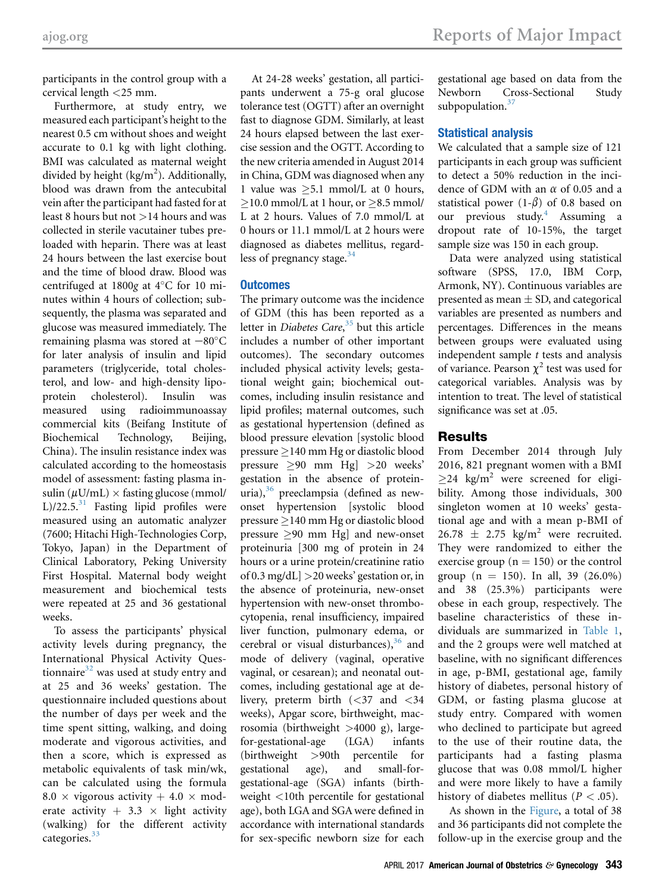participants in the control group with a cervical length <25 mm.

Furthermore, at study entry, we measured each participant's height to the nearest 0.5 cm without shoes and weight accurate to 0.1 kg with light clothing. BMI was calculated as maternal weight divided by height ($kg/m^2$). Additionally, blood was drawn from the antecubital vein after the participant had fasted for at least 8 hours but not >14 hours and was collected in sterile vacutainer tubes preloaded with heparin. There was at least 24 hours between the last exercise bout and the time of blood draw. Blood was centrifuged at 1800*g* at 4°C for 10 minutes within 4 hours of collection; subsequently, the plasma was separated and glucose was measured immediately. The remaining plasma was stored at −80°C for later analysis of insulin and lipid parameters (triglyceride, total cholesterol, and low- and high-density lipoprotein cholesterol). Insulin was measured using radioimmunoassay commercial kits (Beifang Institute of Biochemical Technology, Beijing, China). The insulin resistance index was calculated according to the homeostasis model of assessment: fasting plasma insulin ($\mu$U/mL) × fasting glucose (mmol/L)/22.5.[31] Fasting lipid profiles were measured using an automatic analyzer (7600; Hitachi High-Technologies Corp, Tokyo, Japan) in the Department of Clinical Laboratory, Peking University First Hospital. Maternal body weight measurement and biochemical tests were repeated at 25 and 36 gestational weeks.

To assess the participants' physical activity levels during pregnancy, the International Physical Activity Questionnaire[32] was used at study entry and at 25 and 36 weeks' gestation. The questionnaire included questions about the number of days per week and the time spent sitting, walking, and doing moderate and vigorous activities, and then a score, which is expressed as metabolic equivalents of task min/wk, can be calculated using the formula 8.0 × vigorous activity + 4.0 × moderate activity + 3.3 × light activity (walking) for the different activity categories.[33]

At 24-28 weeks' gestation, all participants underwent a 75-g oral glucose tolerance test (OGTT) after an overnight fast to diagnose GDM. Similarly, at least 24 hours elapsed between the last exercise session and the OGTT. According to the new criteria amended in August 2014 in China, GDM was diagnosed when any 1 value was ≥5.1 mmol/L at 0 hours, ≥10.0 mmol/L at 1 hour, or ≥8.5 mmol/L at 2 hours. Values of 7.0 mmol/L at 0 hours or 11.1 mmol/L at 2 hours were diagnosed as diabetes mellitus, regardless of pregnancy stage.[34]

### Outcomes

The primary outcome was the incidence of GDM (this has been reported as a letter in *Diabetes Care*,[35] but this article includes a number of other important outcomes). The secondary outcomes included physical activity levels; gestational weight gain; biochemical outcomes, including insulin resistance and lipid profiles; maternal outcomes, such as gestational hypertension (defined as blood pressure elevation [systolic blood pressure ≥140 mm Hg or diastolic blood pressure ≥90 mm Hg] >20 weeks' gestation in the absence of proteinuria),[36] preeclampsia (defined as new-onset hypertension [systolic blood pressure ≥140 mm Hg or diastolic blood pressure ≥90 mm Hg] and new-onset proteinuria [300 mg of protein in 24 hours or a urine protein/creatinine ratio of 0.3 mg/dL] >20 weeks' gestation or, in the absence of proteinuria, new-onset hypertension with new-onset thrombocytopenia, renal insufficiency, impaired liver function, pulmonary edema, or cerebral or visual disturbances),[36] and mode of delivery (vaginal, operative vaginal, or cesarean); and neonatal outcomes, including gestational age at delivery, preterm birth (<37 and <34 weeks), Apgar score, birthweight, macrosomia (birthweight >4000 g), large-for-gestational-age (LGA) infants (birthweight >90th percentile for gestational age), and small-for-gestational-age (SGA) infants (birthweight <10th percentile for gestational age), both LGA and SGA were defined in accordance with international standards for sex-specific newborn size for each gestational age based on data from the Newborn Cross-Sectional Study subpopulation.[37]

### Statistical analysis

We calculated that a sample size of 121 participants in each group was sufficient to detect a 50% reduction in the incidence of GDM with an $\alpha$ of 0.05 and a statistical power ($1-\beta$) of 0.8 based on our previous study.[4] Assuming a dropout rate of 10-15%, the target sample size was 150 in each group.

Data were analyzed using statistical software (SPSS, 17.0, IBM Corp, Armonk, NY). Continuous variables are presented as mean ± SD, and categorical variables are presented as numbers and percentages. Differences in the means between groups were evaluated using independent sample *t* tests and analysis of variance. Pearson $\chi^2$ test was used for categorical variables. Analysis was by intention to treat. The level of statistical significance was set at .05.

## Results

From December 2014 through July 2016, 821 pregnant women with a BMI ≥24 $kg/m^2$ were screened for eligibility. Among those individuals, 300 singleton women at 10 weeks' gestational age and with a mean p-BMI of 26.78 ± 2.75 $kg/m^2$ were recruited. They were randomized to either the exercise group (n = 150) or the control group (n = 150). In all, 39 (26.0%) and 38 (25.3%) participants were obese in each group, respectively. The baseline characteristics of these individuals are summarized in Table 1, and the 2 groups were well matched at baseline, with no significant differences in age, p-BMI, gestational age, family history of diabetes, personal history of GDM, or fasting plasma glucose at study entry. Compared with women who declined to participate but agreed to the use of their routine data, the participants had a fasting plasma glucose that was 0.08 mmol/L higher and were more likely to have a family history of diabetes mellitus ($P < .05$).

As shown in the Figure, a total of 38 and 36 participants did not complete the follow-up in the exercise group and the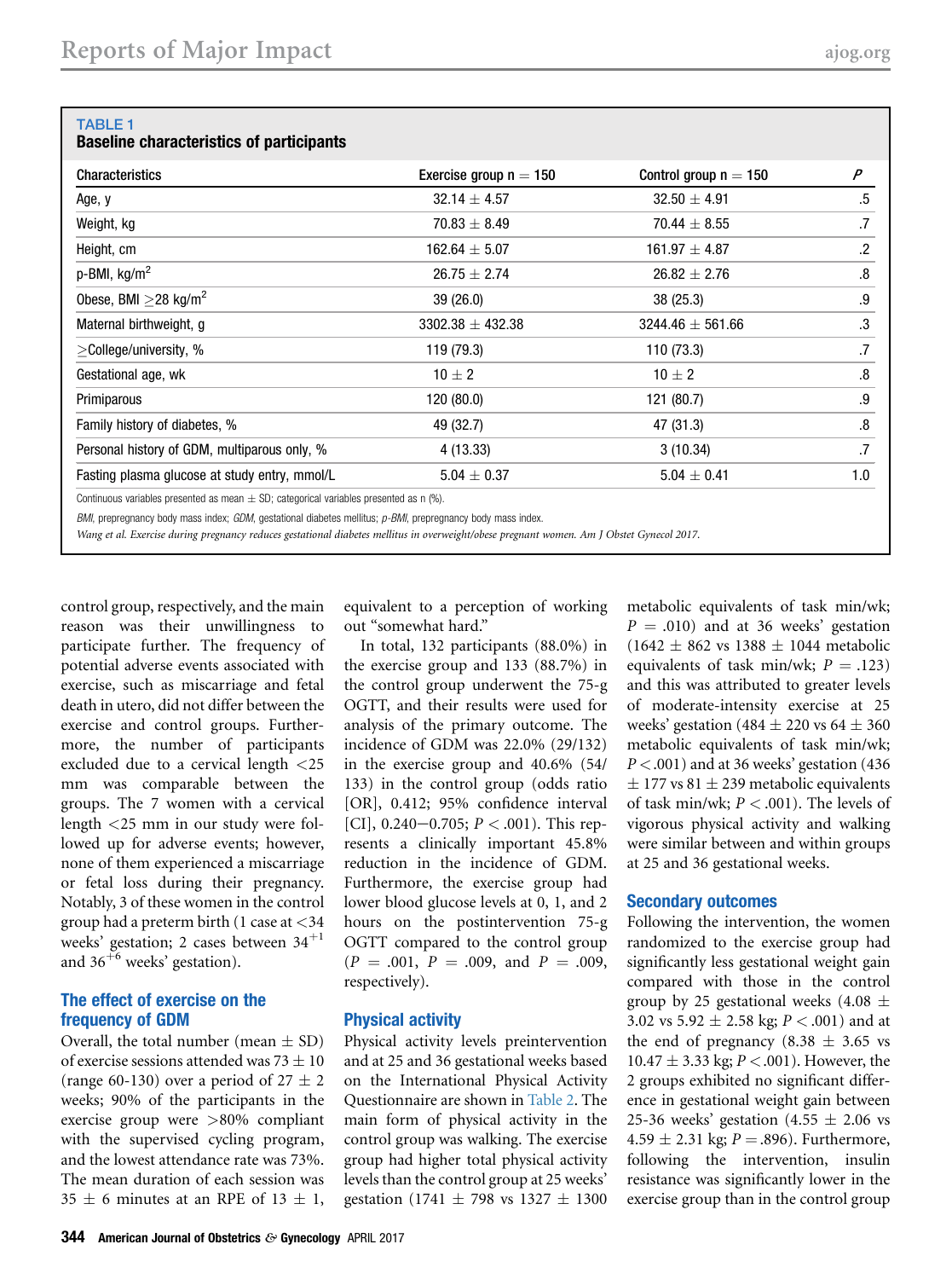**TABLE 1**
**Baseline characteristics of participants**

| Characteristics | Exercise group n = 150 | Control group n = 150 | *P* |
|---|---|---|---|
| Age, y | 32.14 ± 4.57 | 32.50 ± 4.91 | .5 |
| Weight, kg | 70.83 ± 8.49 | 70.44 ± 8.55 | .7 |
| Height, cm | 162.64 ± 5.07 | 161.97 ± 4.87 | .2 |
| p-BMI, kg/m$^2$ | 26.75 ± 2.74 | 26.82 ± 2.76 | .8 |
| Obese, BMI ≥28 kg/m$^2$ | 39 (26.0) | 38 (25.3) | .9 |
| Maternal birthweight, g | 3302.38 ± 432.38 | 3244.46 ± 561.66 | .3 |
| ≥College/university, % | 119 (79.3) | 110 (73.3) | .7 |
| Gestational age, wk | 10 ± 2 | 10 ± 2 | .8 |
| Primiparous | 120 (80.0) | 121 (80.7) | .9 |
| Family history of diabetes, % | 49 (32.7) | 47 (31.3) | .8 |
| Personal history of GDM, multiparous only, % | 4 (13.33) | 3 (10.34) | .7 |
| Fasting plasma glucose at study entry, mmol/L | 5.04 ± 0.37 | 5.04 ± 0.41 | 1.0 |

Continuous variables presented as mean ± SD; categorical variables presented as n (%).

*BMI*, prepregnancy body mass index; *GDM*, gestational diabetes mellitus; *p-BMI*, prepregnancy body mass index.

*Wang et al. Exercise during pregnancy reduces gestational diabetes mellitus in overweight/obese pregnant women. Am J Obstet Gynecol 2017.*

control group, respectively, and the main reason was their unwillingness to participate further. The frequency of potential adverse events associated with exercise, such as miscarriage and fetal death in utero, did not differ between the exercise and control groups. Furthermore, the number of participants excluded due to a cervical length <25 mm was comparable between the groups. The 7 women with a cervical length <25 mm in our study were followed up for adverse events; however, none of them experienced a miscarriage or fetal loss during their pregnancy. Notably, 3 of these women in the control group had a preterm birth (1 case at <34 weeks' gestation; 2 cases between $34^{+1}$ and $36^{+6}$ weeks' gestation).

### The effect of exercise on the frequency of GDM

Overall, the total number (mean ± SD) of exercise sessions attended was 73 ± 10 (range 60-130) over a period of 27 ± 2 weeks; 90% of the participants in the exercise group were >80% compliant with the supervised cycling program, and the lowest attendance rate was 73%. The mean duration of each session was 35 ± 6 minutes at an RPE of 13 ± 1, equivalent to a perception of working out "somewhat hard."

In total, 132 participants (88.0%) in the exercise group and 133 (88.7%) in the control group underwent the 75-g OGTT, and their results were used for analysis of the primary outcome. The incidence of GDM was 22.0% (29/132) in the exercise group and 40.6% (54/133) in the control group (odds ratio [OR], 0.412; 95% confidence interval [CI], 0.240−0.705; $P < .001$). This represents a clinically important 45.8% reduction in the incidence of GDM. Furthermore, the exercise group had lower blood glucose levels at 0, 1, and 2 hours on the postintervention 75-g OGTT compared to the control group ($P = .001$, $P = .009$, and $P = .009$, respectively).

### Physical activity

Physical activity levels preintervention and at 25 and 36 gestational weeks based on the International Physical Activity Questionnaire are shown in Table 2. The main form of physical activity in the control group was walking. The exercise group had higher total physical activity levels than the control group at 25 weeks' gestation (1741 ± 798 vs 1327 ± 1300 metabolic equivalents of task min/wk; $P = .010$) and at 36 weeks' gestation (1642 ± 862 vs 1388 ± 1044 metabolic equivalents of task min/wk; $P = .123$) and this was attributed to greater levels of moderate-intensity exercise at 25 weeks' gestation (484 ± 220 vs 64 ± 360 metabolic equivalents of task min/wk; $P < .001$) and at 36 weeks' gestation (436 ± 177 vs 81 ± 239 metabolic equivalents of task min/wk; $P < .001$). The levels of vigorous physical activity and walking were similar between and within groups at 25 and 36 gestational weeks.

### Secondary outcomes

Following the intervention, the women randomized to the exercise group had significantly less gestational weight gain compared with those in the control group by 25 gestational weeks (4.08 ± 3.02 vs 5.92 ± 2.58 kg; $P < .001$) and at the end of pregnancy (8.38 ± 3.65 vs 10.47 ± 3.33 kg; $P < .001$). However, the 2 groups exhibited no significant difference in gestational weight gain between 25-36 weeks' gestation (4.55 ± 2.06 vs 4.59 ± 2.31 kg; $P = .896$). Furthermore, following the intervention, insulin resistance was significantly lower in the exercise group than in the control group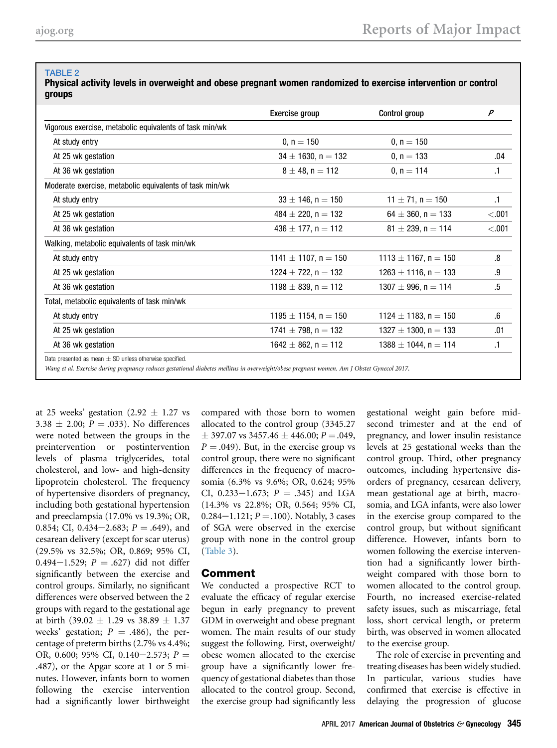**TABLE 2**

**Physical activity levels in overweight and obese pregnant women randomized to exercise intervention or control groups**

| | Exercise group | Control group | *P* |
|---|---|---|---|
| Vigorous exercise, metabolic equivalents of task min/wk | | | |
| At study entry | 0, n = 150 | 0, n = 150 | |
| At 25 wk gestation | 34 ± 1630, n = 132 | 0, n = 133 | .04 |
| At 36 wk gestation | 8 ± 48, n = 112 | 0, n = 114 | .1 |
| Moderate exercise, metabolic equivalents of task min/wk | | | |
| At study entry | 33 ± 146, n = 150 | 11 ± 71, n = 150 | .1 |
| At 25 wk gestation | 484 ± 220, n = 132 | 64 ± 360, n = 133 | <.001 |
| At 36 wk gestation | 436 ± 177, n = 112 | 81 ± 239, n = 114 | <.001 |
| Walking, metabolic equivalents of task min/wk | | | |
| At study entry | 1141 ± 1107, n = 150 | 1113 ± 1167, n = 150 | .8 |
| At 25 wk gestation | 1224 ± 722, n = 132 | 1263 ± 1116, n = 133 | .9 |
| At 36 wk gestation | 1198 ± 839, n = 112 | 1307 ± 996, n = 114 | .5 |
| Total, metabolic equivalents of task min/wk | | | |
| At study entry | 1195 ± 1154, n = 150 | 1124 ± 1183, n = 150 | .6 |
| At 25 wk gestation | 1741 ± 798, n = 132 | 1327 ± 1300, n = 133 | .01 |
| At 36 wk gestation | 1642 ± 862, n = 112 | 1388 ± 1044, n = 114 | .1 |

Data presented as mean ± SD unless otherwise specified.

*Wang et al. Exercise during pregnancy reduces gestational diabetes mellitus in overweight/obese pregnant women. Am J Obstet Gynecol 2017.*

at 25 weeks' gestation (2.92 ± 1.27 vs 3.38 ± 2.00; $P = .033$). No differences were noted between the groups in the preintervention or postintervention levels of plasma triglycerides, total cholesterol, and low- and high-density lipoprotein cholesterol. The frequency of hypertensive disorders of pregnancy, including both gestational hypertension and preeclampsia (17.0% vs 19.3%; OR, 0.854; CI, 0.434−2.683; $P = .649$), and cesarean delivery (except for scar uterus) (29.5% vs 32.5%; OR, 0.869; 95% CI, 0.494−1.529; $P = .627$) did not differ significantly between the exercise and control groups. Similarly, no significant differences were observed between the 2 groups with regard to the gestational age at birth (39.02 ± 1.29 vs 38.89 ± 1.37 weeks' gestation; $P = .486$), the percentage of preterm births (2.7% vs 4.4%; OR, 0.600; 95% CI, 0.140−2.573; $P = .487$), or the Apgar score at 1 or 5 minutes. However, infants born to women following the exercise intervention had a significantly lower birthweight compared with those born to women allocated to the control group (3345.27 ± 397.07 vs 3457.46 ± 446.00; $P = .049$, $P = .049$). But, in the exercise group vs control group, there were no significant differences in the frequency of macrosomia (6.3% vs 9.6%; OR, 0.624; 95% CI, 0.233−1.673; $P = .345$) and LGA (14.3% vs 22.8%; OR, 0.564; 95% CI, 0.284−1.121; $P = .100$). Notably, 3 cases of SGA were observed in the exercise group with none in the control group (Table 3).

## Comment

We conducted a prospective RCT to evaluate the efficacy of regular exercise begun in early pregnancy to prevent GDM in overweight and obese pregnant women. The main results of our study suggest the following. First, overweight/obese women allocated to the exercise group have a significantly lower frequency of gestational diabetes than those allocated to the control group. Second, the exercise group had significantly less gestational weight gain before mid-second trimester and at the end of pregnancy, and lower insulin resistance levels at 25 gestational weeks than the control group. Third, other pregnancy outcomes, including hypertensive disorders of pregnancy, cesarean delivery, mean gestational age at birth, macrosomia, and LGA infants, were also lower in the exercise group compared to the control group, but without significant difference. However, infants born to women following the exercise intervention had a significantly lower birthweight compared with those born to women allocated to the control group. Fourth, no increased exercise-related safety issues, such as miscarriage, fetal loss, short cervical length, or preterm birth, was observed in women allocated to the exercise group.

The role of exercise in preventing and treating diseases has been widely studied. In particular, various studies have confirmed that exercise is effective in delaying the progression of glucose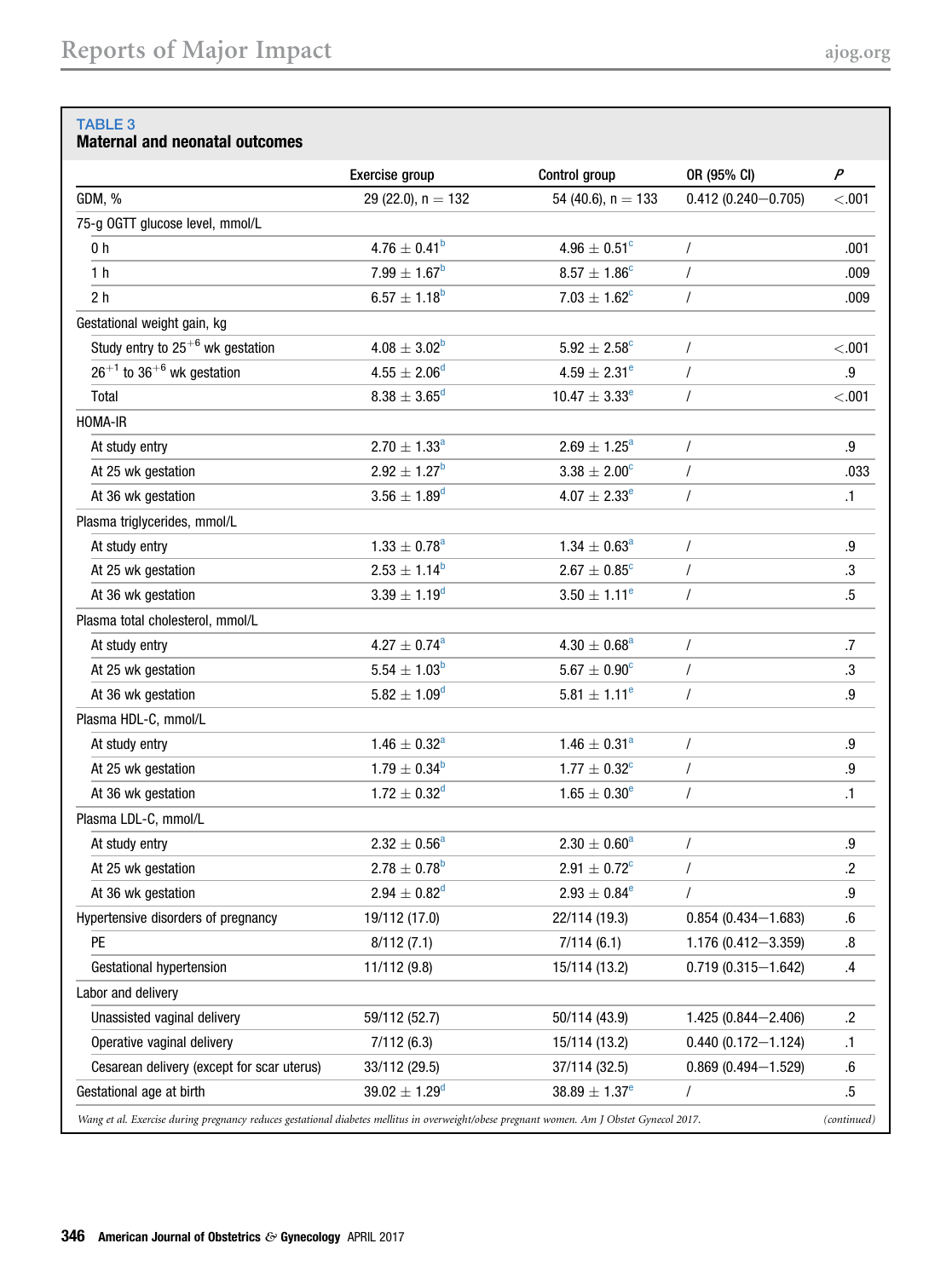**TABLE 3**
**Maternal and neonatal outcomes**

| | Exercise group | Control group | OR (95% CI) | *P* |
|---|---|---|---|---|
| GDM, % | 29 (22.0), n = 132 | 54 (40.6), n = 133 | 0.412 (0.240–0.705) | <.001 |
| 75-g OGTT glucose level, mmol/L | | | | |
| 0 h | 4.76 ± 0.41[b] | 4.96 ± 0.51[c] | / | .001 |
| 1 h | 7.99 ± 1.67[b] | 8.57 ± 1.86[c] | / | .009 |
| 2 h | 6.57 ± 1.18[b] | 7.03 ± 1.62[c] | / | .009 |
| Gestational weight gain, kg | | | | |
| Study entry to $25^{+6}$ wk gestation | 4.08 ± 3.02[b] | 5.92 ± 2.58[c] | / | <.001 |
| $26^{+1}$ to $36^{+6}$ wk gestation | 4.55 ± 2.06[d] | 4.59 ± 2.31[e] | / | .9 |
| Total | 8.38 ± 3.65[d] | 10.47 ± 3.33[e] | / | <.001 |
| HOMA-IR | | | | |
| At study entry | 2.70 ± 1.33[a] | 2.69 ± 1.25[a] | / | .9 |
| At 25 wk gestation | 2.92 ± 1.27[b] | 3.38 ± 2.00[c] | / | .033 |
| At 36 wk gestation | 3.56 ± 1.89[d] | 4.07 ± 2.33[e] | / | .1 |
| Plasma triglycerides, mmol/L | | | | |
| At study entry | 1.33 ± 0.78[a] | 1.34 ± 0.63[a] | / | .9 |
| At 25 wk gestation | 2.53 ± 1.14[b] | 2.67 ± 0.85[c] | / | .3 |
| At 36 wk gestation | 3.39 ± 1.19[d] | 3.50 ± 1.11[e] | / | .5 |
| Plasma total cholesterol, mmol/L | | | | |
| At study entry | 4.27 ± 0.74[a] | 4.30 ± 0.68[a] | / | .7 |
| At 25 wk gestation | 5.54 ± 1.03[b] | 5.67 ± 0.90[c] | / | .3 |
| At 36 wk gestation | 5.82 ± 1.09[d] | 5.81 ± 1.11[e] | / | .9 |
| Plasma HDL-C, mmol/L | | | | |
| At study entry | 1.46 ± 0.32[a] | 1.46 ± 0.31[a] | / | .9 |
| At 25 wk gestation | 1.79 ± 0.34[b] | 1.77 ± 0.32[c] | / | .9 |
| At 36 wk gestation | 1.72 ± 0.32[d] | 1.65 ± 0.30[e] | / | .1 |
| Plasma LDL-C, mmol/L | | | | |
| At study entry | 2.32 ± 0.56[a] | 2.30 ± 0.60[a] | / | .9 |
| At 25 wk gestation | 2.78 ± 0.78[b] | 2.91 ± 0.72[c] | / | .2 |
| At 36 wk gestation | 2.94 ± 0.82[d] | 2.93 ± 0.84[e] | / | .9 |
| Hypertensive disorders of pregnancy | 19/112 (17.0) | 22/114 (19.3) | 0.854 (0.434–1.683) | .6 |
| PE | 8/112 (7.1) | 7/114 (6.1) | 1.176 (0.412–3.359) | .8 |
| Gestational hypertension | 11/112 (9.8) | 15/114 (13.2) | 0.719 (0.315–1.642) | .4 |
| Labor and delivery | | | | |
| Unassisted vaginal delivery | 59/112 (52.7) | 50/114 (43.9) | 1.425 (0.844–2.406) | .2 |
| Operative vaginal delivery | 7/112 (6.3) | 15/114 (13.2) | 0.440 (0.172–1.124) | .1 |
| Cesarean delivery (except for scar uterus) | 33/112 (29.5) | 37/114 (32.5) | 0.869 (0.494–1.529) | .6 |
| Gestational age at birth | 39.02 ± 1.29[d] | 38.89 ± 1.37[e] | / | .5 |

*Wang et al. Exercise during pregnancy reduces gestational diabetes mellitus in overweight/obese pregnant women. Am J Obstet Gynecol 2017.* *(continued)*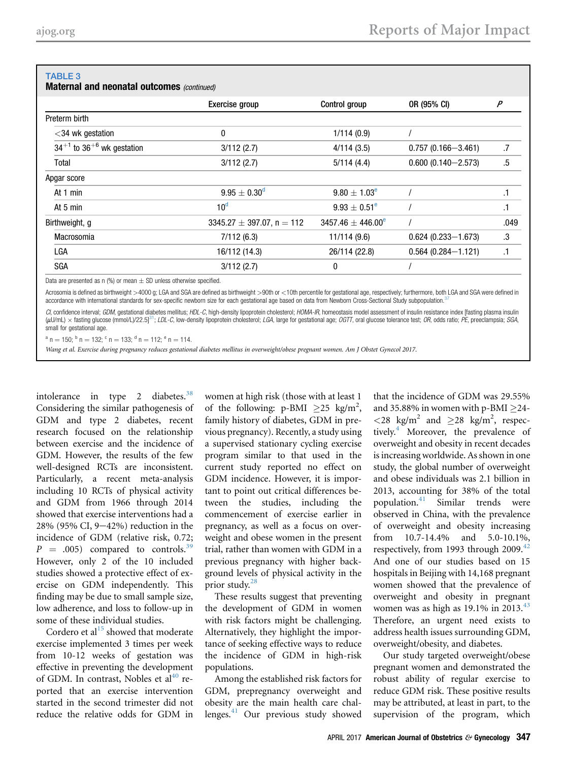**TABLE 3**
**Maternal and neonatal outcomes** *(continued)*

| | Exercise group | Control group | OR (95% CI) | *P* |
|---|---|---|---|---|
| Preterm birth | | | | |
| <34 wk gestation | 0 | 1/114 (0.9) | / | |
| $34^{+1}$ to $36^{+6}$ wk gestation | 3/112 (2.7) | 4/114 (3.5) | 0.757 (0.166–3.461) | .7 |
| Total | 3/112 (2.7) | 5/114 (4.4) | 0.600 (0.140–2.573) | .5 |
| Apgar score | | | | |
| At 1 min | 9.95 ± 0.30[d] | 9.80 ± 1.03[e] | / | .1 |
| At 5 min | 10[d] | 9.93 ± 0.51[e] | / | .1 |
| Birthweight, g | 3345.27 ± 397.07, n = 112 | 3457.46 ± 446.00[e] | / | .049 |
| Macrosomia | 7/112 (6.3) | 11/114 (9.6) | 0.624 (0.233–1.673) | .3 |
| LGA | 16/112 (14.3) | 26/114 (22.8) | 0.564 (0.284–1.121) | .1 |
| SGA | 3/112 (2.7) | 0 | / | |

Data are presented as n (%) or mean ± SD unless otherwise specified.

Acrosomia is defined as birthweight >4000 g; LGA and SGA are defined as birthweight >90th or <10th percentile for gestational age, respectively; furthermore, both LGA and SGA were defined in accordance with international standards for sex-specific newborn size for each gestational age based on data from Newborn Cross-Sectional Study subpopulation.[37]

*CI*, confidence interval; *GDM*, gestational diabetes mellitus; *HDL-C*, high-density lipoprotein cholesterol; *HOMA-IR*, homeostasis model assessment of insulin resistance index [fasting plasma insulin (μU/mL) × fasting glucose (mmol/L)/22.5][31]; *LDL-C*, low-density lipoprotein cholesterol; *LGA*, large for gestational age; *OGTT*, oral glucose tolerance test; *OR*, odds ratio; *PE*, preeclampsia; *SGA*, small for gestational age.

[a] n = 150; [b] n = 132; [c] n = 133; [d] n = 112; [e] n = 114.

*Wang et al. Exercise during pregnancy reduces gestational diabetes mellitus in overweight/obese pregnant women. Am J Obstet Gynecol 2017.*

intolerance in type 2 diabetes.[38] Considering the similar pathogenesis of GDM and type 2 diabetes, recent research focused on the relationship between exercise and the incidence of GDM. However, the results of the few well-designed RCTs are inconsistent. Particularly, a recent meta-analysis including 10 RCTs of physical activity and GDM from 1966 through 2014 showed that exercise interventions had a 28% (95% CI, 9–42%) reduction in the incidence of GDM (relative risk, 0.72; $P$ = .005) compared to controls.[39] However, only 2 of the 10 included studies showed a protective effect of exercise on GDM independently. This finding may be due to small sample size, low adherence, and loss to follow-up in some of these individual studies.

Cordero et al[15] showed that moderate exercise implemented 3 times per week from 10-12 weeks of gestation was effective in preventing the development of GDM. In contrast, Nobles et al[40] reported that an exercise intervention started in the second trimester did not reduce the relative odds for GDM in women at high risk (those with at least 1 of the following: p-BMI ≥25 kg/m$^2$, family history of diabetes, GDM in previous pregnancy). Recently, a study using a supervised stationary cycling exercise program similar to that used in the current study reported no effect on GDM incidence. However, it is important to point out critical differences between the studies, including the commencement of exercise earlier in pregnancy, as well as a focus on overweight and obese women in the present trial, rather than women with GDM in a previous pregnancy with higher background levels of physical activity in the prior study.[28]

These results suggest that preventing the development of GDM in women with risk factors might be challenging. Alternatively, they highlight the importance of seeking effective ways to reduce the incidence of GDM in high-risk populations.

Among the established risk factors for GDM, prepregnancy overweight and obesity are the main health care challenges.[41] Our previous study showed that the incidence of GDM was 29.55% and 35.88% in women with p-BMI ≥24-<28 kg/m$^2$ and ≥28 kg/m$^2$, respectively.[4] Moreover, the prevalence of overweight and obesity in recent decades is increasing worldwide. As shown in one study, the global number of overweight and obese individuals was 2.1 billion in 2013, accounting for 38% of the total population.[41] Similar trends were observed in China, with the prevalence of overweight and obesity increasing from 10.7-14.4% and 5.0-10.1%, respectively, from 1993 through 2009.[42] And one of our studies based on 15 hospitals in Beijing with 14,168 pregnant women showed that the prevalence of overweight and obesity in pregnant women was as high as 19.1% in 2013.[43] Therefore, an urgent need exists to address health issues surrounding GDM, overweight/obesity, and diabetes.

Our study targeted overweight/obese pregnant women and demonstrated the robust ability of regular exercise to reduce GDM risk. These positive results may be attributed, at least in part, to the supervision of the program, which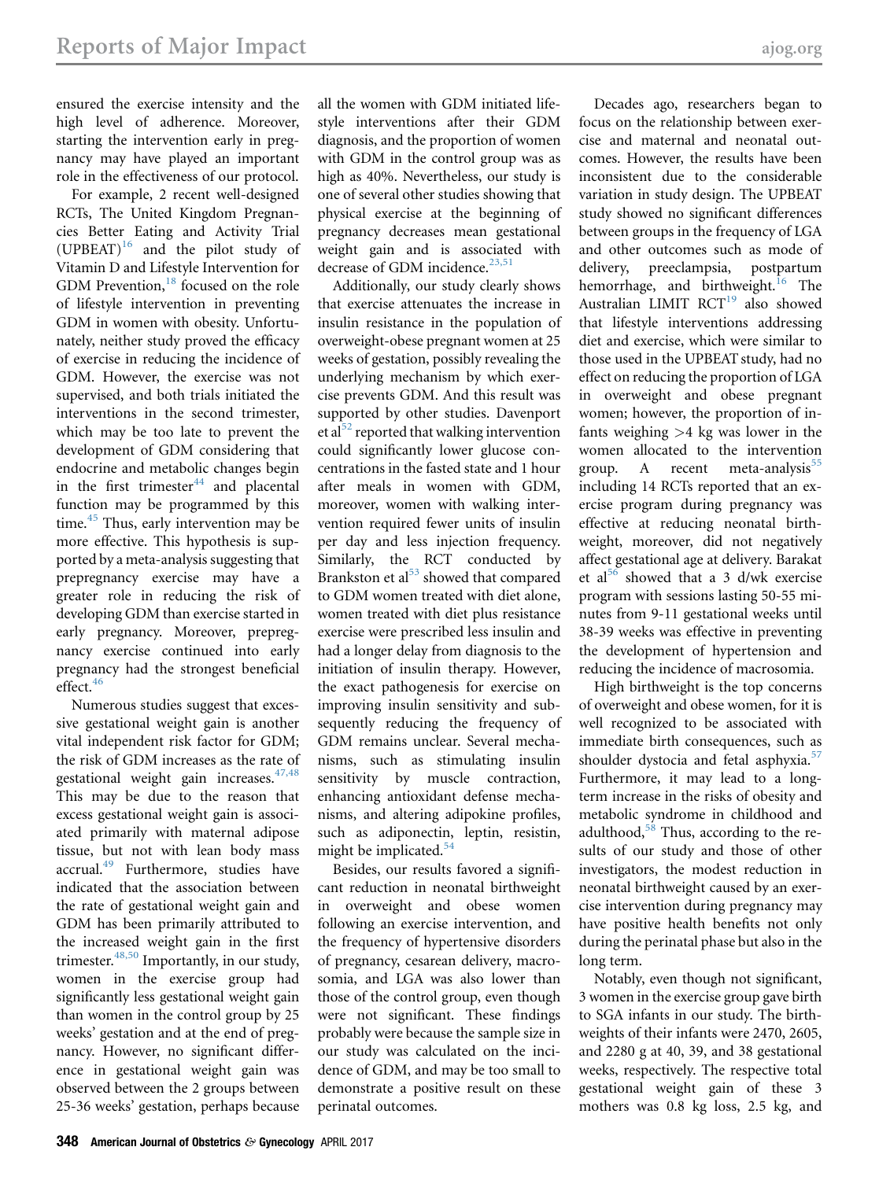ensured the exercise intensity and the high level of adherence. Moreover, starting the intervention early in pregnancy may have played an important role in the effectiveness of our protocol.

For example, 2 recent well-designed RCTs, The United Kingdom Pregnancies Better Eating and Activity Trial (UPBEAT)[16] and the pilot study of Vitamin D and Lifestyle Intervention for GDM Prevention,[18] focused on the role of lifestyle intervention in preventing GDM in women with obesity. Unfortunately, neither study proved the efficacy of exercise in reducing the incidence of GDM. However, the exercise was not supervised, and both trials initiated the interventions in the second trimester, which may be too late to prevent the development of GDM considering that endocrine and metabolic changes begin in the first trimester[44] and placental function may be programmed by this time.[45] Thus, early intervention may be more effective. This hypothesis is supported by a meta-analysis suggesting that prepregnancy exercise may have a greater role in reducing the risk of developing GDM than exercise started in early pregnancy. Moreover, prepregnancy exercise continued into early pregnancy had the strongest beneficial effect.[46]

Numerous studies suggest that excessive gestational weight gain is another vital independent risk factor for GDM; the risk of GDM increases as the rate of gestational weight gain increases.[47,48] This may be due to the reason that excess gestational weight gain is associated primarily with maternal adipose tissue, but not with lean body mass accrual.[49] Furthermore, studies have indicated that the association between the rate of gestational weight gain and GDM has been primarily attributed to the increased weight gain in the first trimester.[48,50] Importantly, in our study, women in the exercise group had significantly less gestational weight gain than women in the control group by 25 weeks' gestation and at the end of pregnancy. However, no significant difference in gestational weight gain was observed between the 2 groups between 25-36 weeks' gestation, perhaps because all the women with GDM initiated lifestyle interventions after their GDM diagnosis, and the proportion of women with GDM in the control group was as high as 40%. Nevertheless, our study is one of several other studies showing that physical exercise at the beginning of pregnancy decreases mean gestational weight gain and is associated with decrease of GDM incidence.[23,51]

Additionally, our study clearly shows that exercise attenuates the increase in insulin resistance in the population of overweight-obese pregnant women at 25 weeks of gestation, possibly revealing the underlying mechanism by which exercise prevents GDM. And this result was supported by other studies. Davenport et al[52] reported that walking intervention could significantly lower glucose concentrations in the fasted state and 1 hour after meals in women with GDM, moreover, women with walking intervention required fewer units of insulin per day and less injection frequency. Similarly, the RCT conducted by Brankston et al[53] showed that compared to GDM women treated with diet alone, women treated with diet plus resistance exercise were prescribed less insulin and had a longer delay from diagnosis to the initiation of insulin therapy. However, the exact pathogenesis for exercise on improving insulin sensitivity and subsequently reducing the frequency of GDM remains unclear. Several mechanisms, such as stimulating insulin sensitivity by muscle contraction, enhancing antioxidant defense mechanisms, and altering adipokine profiles, such as adiponectin, leptin, resistin, might be implicated.[54]

Besides, our results favored a significant reduction in neonatal birthweight in overweight and obese women following an exercise intervention, and the frequency of hypertensive disorders of pregnancy, cesarean delivery, macrosomia, and LGA was also lower than those of the control group, even though were not significant. These findings probably were because the sample size in our study was calculated on the incidence of GDM, and may be too small to demonstrate a positive result on these perinatal outcomes.

Decades ago, researchers began to focus on the relationship between exercise and maternal and neonatal outcomes. However, the results have been inconsistent due to the considerable variation in study design. The UPBEAT study showed no significant differences between groups in the frequency of LGA and other outcomes such as mode of delivery, preeclampsia, postpartum hemorrhage, and birthweight.[16] The Australian LIMIT RCT[19] also showed that lifestyle interventions addressing diet and exercise, which were similar to those used in the UPBEAT study, had no effect on reducing the proportion of LGA in overweight and obese pregnant women; however, the proportion of infants weighing >4 kg was lower in the women allocated to the intervention group. A recent meta-analysis[55] including 14 RCTs reported that an exercise program during pregnancy was effective at reducing neonatal birthweight, moreover, did not negatively affect gestational age at delivery. Barakat et al[56] showed that a 3 d/wk exercise program with sessions lasting 50-55 minutes from 9-11 gestational weeks until 38-39 weeks was effective in preventing the development of hypertension and reducing the incidence of macrosomia.

High birthweight is the top concerns of overweight and obese women, for it is well recognized to be associated with immediate birth consequences, such as shoulder dystocia and fetal asphyxia.[57] Furthermore, it may lead to a long-term increase in the risks of obesity and metabolic syndrome in childhood and adulthood,[58] Thus, according to the results of our study and those of other investigators, the modest reduction in neonatal birthweight caused by an exercise intervention during pregnancy may have positive health benefits not only during the perinatal phase but also in the long term.

Notably, even though not significant, 3 women in the exercise group gave birth to SGA infants in our study. The birthweights of their infants were 2470, 2605, and 2280 g at 40, 39, and 38 gestational weeks, respectively. The respective total gestational weight gain of these 3 mothers was 0.8 kg loss, 2.5 kg, and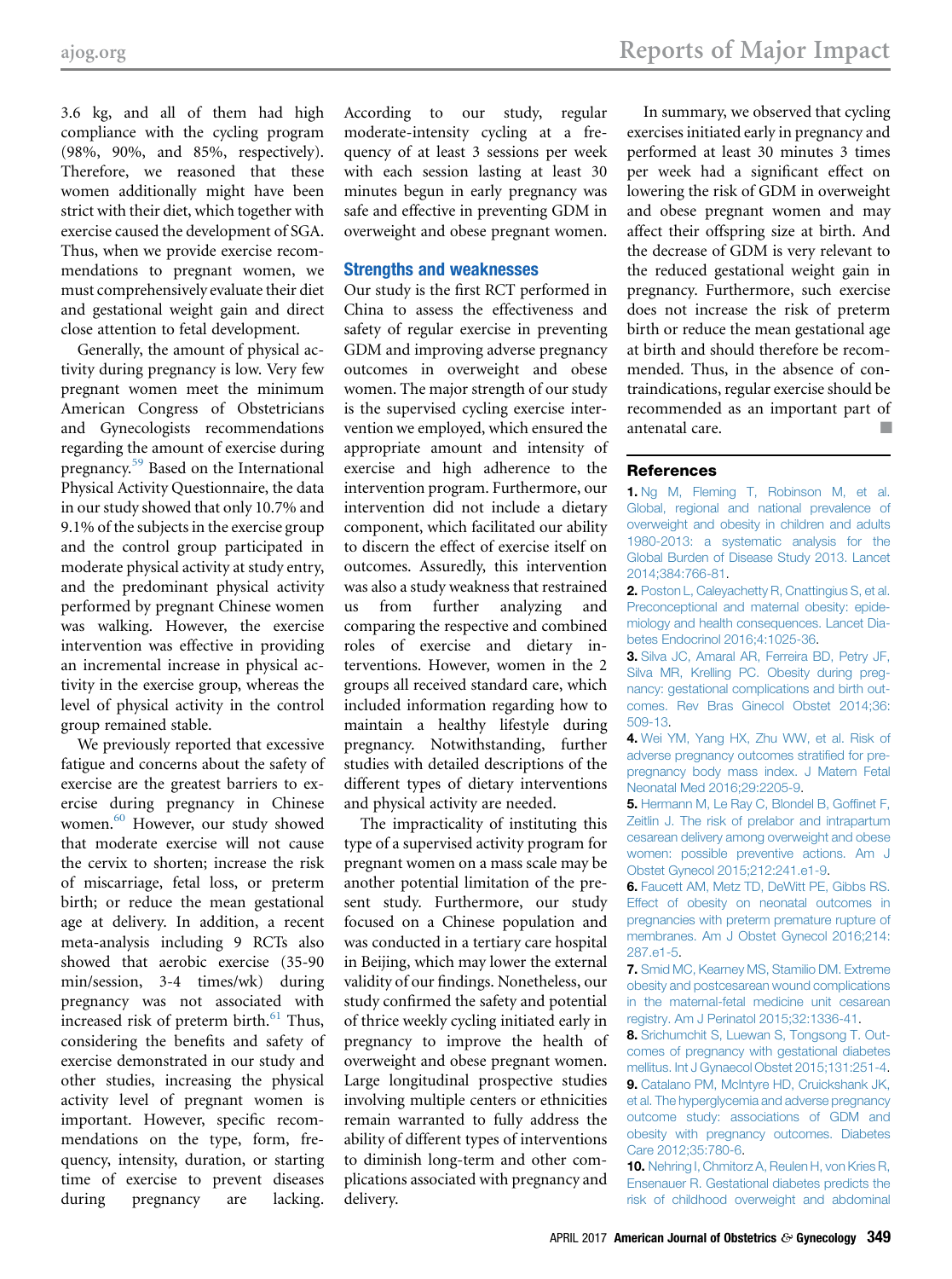3.6 kg, and all of them had high compliance with the cycling program (98%, 90%, and 85%, respectively). Therefore, we reasoned that these women additionally might have been strict with their diet, which together with exercise caused the development of SGA. Thus, when we provide exercise recommendations to pregnant women, we must comprehensively evaluate their diet and gestational weight gain and direct close attention to fetal development.

Generally, the amount of physical activity during pregnancy is low. Very few pregnant women meet the minimum American Congress of Obstetricians and Gynecologists recommendations regarding the amount of exercise during pregnancy.[59] Based on the International Physical Activity Questionnaire, the data in our study showed that only 10.7% and 9.1% of the subjects in the exercise group and the control group participated in moderate physical activity at study entry, and the predominant physical activity performed by pregnant Chinese women was walking. However, the exercise intervention was effective in providing an incremental increase in physical activity in the exercise group, whereas the level of physical activity in the control group remained stable.

We previously reported that excessive fatigue and concerns about the safety of exercise are the greatest barriers to exercise during pregnancy in Chinese women.[60] However, our study showed that moderate exercise will not cause the cervix to shorten; increase the risk of miscarriage, fetal loss, or preterm birth; or reduce the mean gestational age at delivery. In addition, a recent meta-analysis including 9 RCTs also showed that aerobic exercise (35-90 min/session, 3-4 times/wk) during pregnancy was not associated with increased risk of preterm birth.[61] Thus, considering the benefits and safety of exercise demonstrated in our study and other studies, increasing the physical activity level of pregnant women is important. However, specific recommendations on the type, form, frequency, intensity, duration, or starting time of exercise to prevent diseases during pregnancy are lacking. According to our study, regular moderate-intensity cycling at a frequency of at least 3 sessions per week with each session lasting at least 30 minutes begun in early pregnancy was safe and effective in preventing GDM in overweight and obese pregnant women.

## Strengths and weaknesses

Our study is the first RCT performed in China to assess the effectiveness and safety of regular exercise in preventing GDM and improving adverse pregnancy outcomes in overweight and obese women. The major strength of our study is the supervised cycling exercise intervention we employed, which ensured the appropriate amount and intensity of exercise and high adherence to the intervention program. Furthermore, our intervention did not include a dietary component, which facilitated our ability to discern the effect of exercise itself on outcomes. Assuredly, this intervention was also a study weakness that restrained us from further analyzing and comparing the respective and combined roles of exercise and dietary interventions. However, women in the 2 groups all received standard care, which included information regarding how to maintain a healthy lifestyle during pregnancy. Notwithstanding, further studies with detailed descriptions of the different types of dietary interventions and physical activity are needed.

The impracticality of instituting this type of a supervised activity program for pregnant women on a mass scale may be another potential limitation of the present study. Furthermore, our study focused on a Chinese population and was conducted in a tertiary care hospital in Beijing, which may lower the external validity of our findings. Nonetheless, our study confirmed the safety and potential of thrice weekly cycling initiated early in pregnancy to improve the health of overweight and obese pregnant women. Large longitudinal prospective studies involving multiple centers or ethnicities remain warranted to fully address the ability of different types of interventions to diminish long-term and other complications associated with pregnancy and delivery.

In summary, we observed that cycling exercises initiated early in pregnancy and performed at least 30 minutes 3 times per week had a significant effect on lowering the risk of GDM in overweight and obese pregnant women and may affect their offspring size at birth. And the decrease of GDM is very relevant to the reduced gestational weight gain in pregnancy. Furthermore, such exercise does not increase the risk of preterm birth or reduce the mean gestational age at birth and should therefore be recommended. Thus, in the absence of contraindications, regular exercise should be recommended as an important part of antenatal care. ■

## References

1. Ng M, Fleming T, Robinson M, et al. Global, regional and national prevalence of overweight and obesity in children and adults 1980-2013: a systematic analysis for the Global Burden of Disease Study 2013. Lancet 2014;384:766-81.
2. Poston L, Caleyachetty R, Cnattingius S, et al. Preconceptional and maternal obesity: epidemiology and health consequences. Lancet Diabetes Endocrinol 2016;4:1025-36.
3. Silva JC, Amaral AR, Ferreira BD, Petry JF, Silva MR, Krelling PC. Obesity during pregnancy: gestational complications and birth outcomes. Rev Bras Ginecol Obstet 2014;36:509-13.
4. Wei YM, Yang HX, Zhu WW, et al. Risk of adverse pregnancy outcomes stratified for pre-pregnancy body mass index. J Matern Fetal Neonatal Med 2016;29:2205-9.
5. Hermann M, Le Ray C, Blondel B, Goffinet F, Zeitlin J. The risk of prelabor and intrapartum cesarean delivery among overweight and obese women: possible preventive actions. Am J Obstet Gynecol 2015;212:241.e1-9.
6. Faucett AM, Metz TD, DeWitt PE, Gibbs RS. Effect of obesity on neonatal outcomes in pregnancies with preterm premature rupture of membranes. Am J Obstet Gynecol 2016;214:287.e1-5.
7. Smid MC, Kearney MS, Stamilio DM. Extreme obesity and postcesarean wound complications in the maternal-fetal medicine unit cesarean registry. Am J Perinatol 2015;32:1336-41.
8. Srichumchit S, Luewan S, Tongsong T. Outcomes of pregnancy with gestational diabetes mellitus. Int J Gynaecol Obstet 2015;131:251-4.
9. Catalano PM, McIntyre HD, Cruickshank JK, et al. The hyperglycemia and adverse pregnancy outcome study: associations of GDM and obesity with pregnancy outcomes. Diabetes Care 2012;35:780-6.
10. Nehring I, Chmitorz A, Reulen H, von Kries R, Ensenauer R. Gestational diabetes predicts the risk of childhood overweight and abdominal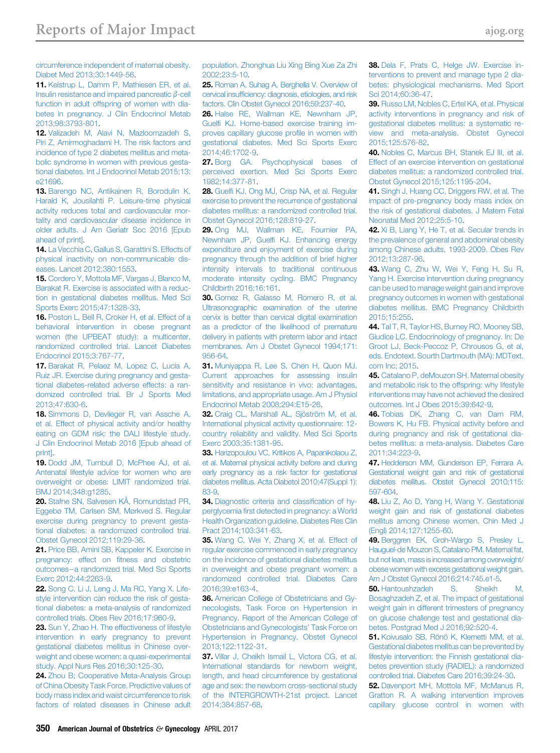circumference independent of maternal obesity. Diabet Med 2013;30:1449-56.

**11.** Kelstrup L, Damm P, Mathiesen ER, et al. Insulin resistance and impaired pancreatic β-cell function in adult offspring of women with diabetes in pregnancy. J Clin Endocrinol Metab 2013;98:3793-801.

**12.** Valizadeh M, Alavi N, Mazloomzadeh S, Piri Z, Amirmoghadami H. The risk factors and incidence of type 2 diabetes mellitus and metabolic syndrome in women with previous gestational diabetes. Int J Endocrinol Metab 2015;13:e21696.

**13.** Barengo NC, Antikainen R, Borodulin K, Harald K, Jousilahti P. Leisure-time physical activity reduces total and cardiovascular mortality and cardiovascular disease incidence in older adults. J Am Geriatr Soc 2016 [Epub ahead of print].

**14.** La Vecchia C, Gallus S, Garattini S. Effects of physical inactivity on non-communicable diseases. Lancet 2012;380:1553.

**15.** Cordero Y, Mottola MF, Vargas J, Blanco M, Barakat R. Exercise is associated with a reduction in gestational diabetes mellitus. Med Sci Sports Exerc 2015;47:1328-33.

**16.** Poston L, Bell R, Croker H, et al. Effect of a behavioral intervention in obese pregnant women (the UPBEAT study): a multicenter, randomized controlled trial. Lancet Diabetes Endocrinol 2015;3:767-77.

**17.** Barakat R, Pelaez M, Lopez C, Lucia A, Ruiz JR. Exercise during pregnancy and gestational diabetes-related adverse effects: a randomized controlled trial. Br J Sports Med 2013;47:630-6.

**18.** Simmons D, Devlieger R, van Assche A, et al. Effect of physical activity and/or healthy eating on GDM risk: the DALI lifestyle study. J Clin Endocrinol Metab 2016 [Epub ahead of print].

**19.** Dodd JM, Turnbull D, McPhee AJ, et al. Antenatal lifestyle advice for women who are overweight or obese: LIMIT randomized trial. BMJ 2014;348:g1285.

**20.** Stafne SN, Salvesen KÅ, Romundstad PR, Eggebø TM, Carlsen SM, Mørkved S. Regular exercise during pregnancy to prevent gestational diabetes: a randomized controlled trial. Obstet Gynecol 2012;119:29-36.

**21.** Price BB, Amini SB, Kappeler K. Exercise in pregnancy: effect on fitness and obstetric outcomes—a randomized trial. Med Sci Sports Exerc 2012;44:2263-9.

**22.** Song C, Li J, Leng J, Ma RC, Yang X. Lifestyle intervention can reduce the risk of gestational diabetes: a meta-analysis of randomized controlled trials. Obes Rev 2016;17:960-9.

**23.** Sun Y, Zhao H. The effectiveness of lifestyle intervention in early pregnancy to prevent gestational diabetes mellitus in Chinese overweight and obese women: a quasi-experimental study. Appl Nurs Res 2016;30:125-30.

**24.** Zhou B; Cooperative Meta-Analysis Group of China Obesity Task Force. Predictive values of body mass index and waist circumference to risk factors of related diseases in Chinese adult population. Zhonghua Liu Xing Bing Xue Za Zhi 2002;23:5-10.

**25.** Roman A, Suhag A, Berghella V. Overview of cervical insufficiency: diagnosis, etiologies, and risk factors. Clin Obstet Gynecol 2016;59:237-40.

**26.** Halse RE, Wallman KE, Newnham JP, Guelfi KJ. Home-based exercise training improves capillary glucose profile in women with gestational diabetes. Med Sci Sports Exerc 2014;46:1702-9.

**27.** Borg GA. Psychophysical bases of perceived exertion. Med Sci Sports Exerc 1982;14:377-81.

**28.** Guelfi KJ, Ong MJ, Crisp NA, et al. Regular exercise to prevent the recurrence of gestational diabetes mellitus: a randomized controlled trial. Obstet Gynecol 2016;128:819-27.

**29.** Ong MJ, Wallman KE, Fournier PA, Newnham JP, Guelfi KJ. Enhancing energy expenditure and enjoyment of exercise during pregnancy through the addition of brief higher intensity intervals to traditional continuous moderate intensity cycling. BMC Pregnancy Childbirth 2016;16:161.

**30.** Gomez R, Galasso M, Romero R, et al. Ultrasonographic examination of the uterine cervix is better than cervical digital examination as a predictor of the likelihood of premature delivery in patients with preterm labor and intact membranes. Am J Obstet Gynecol 1994;171:956-64.

**31.** Muniyappa R, Lee S, Chen H, Quon MJ. Current approaches for assessing insulin sensitivity and resistance in vivo: advantages, limitations, and appropriate usage. Am J Physiol Endocrinol Metab 2008;294:E15-26.

**32.** Craig CL, Marshall AL, Sjöström M, et al. International physical activity questionnaire: 12-country reliability and validity. Med Sci Sports Exerc 2003;35:1381-95.

**33.** Harizopoulou VC, Kritikos A, Papanikolaou Z, et al. Maternal physical activity before and during early pregnancy as a risk factor for gestational diabetes mellitus. Acta Diabetol 2010;47(Suppl 1):83-9.

**34.** Diagnostic criteria and classification of hyperglycemia first detected in pregnancy: a World Health Organization guideline. Diabetes Res Clin Pract 2014;103:341-63.

**35.** Wang C, Wei Y, Zhang X, et al. Effect of regular exercise commenced in early pregnancy on the incidence of gestational diabetes mellitus in overweight and obese pregnant women: a randomized controlled trial. Diabetes Care 2016;39:e163-4.

**36.** American College of Obstetricians and Gynecologists, Task Force on Hypertension in Pregnancy. Report of the American College of Obstetricians and Gynecologists' Task Force on Hypertension in Pregnancy. Obstet Gynecol 2013;122:1122-31.

**37.** Villar J, Cheikh Ismail L, Victora CG, et al. International standards for newborn weight, length, and head circumference by gestational age and sex: the newborn cross-sectional study of the INTERGROWTH-21st project. Lancet 2014;384:857-68.

**38.** Dela F, Prats C, Helge JW. Exercise interventions to prevent and manage type 2 diabetes: physiological mechanisms. Med Sport Sci 2014;60:36-47.

**39.** Russo LM, Nobles C, Ertel KA, et al. Physical activity interventions in pregnancy and risk of gestational diabetes mellitus: a systematic review and meta-analysis. Obstet Gynecol 2015;125:576-82.

**40.** Nobles C, Marcus BH, Stanek EJ III, et al. Effect of an exercise intervention on gestational diabetes mellitus: a randomized controlled trial. Obstet Gynecol 2015;125:1195-204.

**41.** Singh J, Huang CC, Driggers RW, et al. The impact of pre-pregnancy body mass index on the risk of gestational diabetes. J Matern Fetal Neonatal Med 2012;25:5-10.

**42.** Xi B, Liang Y, He T, et al. Secular trends in the prevalence of general and abdominal obesity among Chinese adults, 1993-2009. Obes Rev 2012;13:287-96.

**43.** Wang C, Zhu W, Wei Y, Feng H, Su R, Yang H. Exercise intervention during pregnancy can be used to manage weight gain and improve pregnancy outcomes in women with gestational diabetes mellitus. BMC Pregnancy Childbirth 2015;15:255.

**44.** Tal T, R, Taylor HS, Burney RO, Mooney SB, Giudice LC. Endocrinology of pregnancy. In: De Groot LJ, Beck-Peccoz P, Chrousos G, et al, eds. Endotext. Sourth Dartmouth (MA): MDText.com Inc; 2015.

**45.** Catalano P, deMouzon SH. Maternal obesity and metabolic risk to the offspring: why lifestyle interventions may have not achieved the desired outcomes. Int J Obes 2015;39:642-9.

**46.** Tobias DK, Zhang C, van Dam RM, Bowers K, Hu FB. Physical activity before and during pregnancy and risk of gestational diabetes mellitus: a meta-analysis. Diabetes Care 2011;34:223-9.

**47.** Hedderson MM, Gunderson EP, Ferrara A. Gestational weight gain and risk of gestational diabetes mellitus. Obstet Gynecol 2010;115:597-604.

**48.** Liu Z, Ao D, Yang H, Wang Y. Gestational weight gain and risk of gestational diabetes mellitus among Chinese women. Chin Med J (Engl) 2014;127:1255-60.

**49.** Berggren EK, Groh-Wargo S, Presley L, Hauguel-de Mouzon S, Catalano PM. Maternal fat, but not lean, mass is increased among overweight/obese women with excess gestational weight gain. Am J Obstet Gynecol 2016;214:745.e1-5.

**50.** Hantoushzadeh S, Sheikh M, Bosaghzadeh Z, et al. The impact of gestational weight gain in different trimesters of pregnancy on glucose challenge test and gestational diabetes. Postgrad Med J 2016;92:520-4.

**51.** Koivusalo SB, Rönö K, Klemetti MM, et al. Gestational diabetes mellitus can be prevented by lifestyle intervention: the Finnish gestational diabetes prevention study (RADIEL): a randomized controlled trial. Diabetes Care 2016;39:24-30.

**52.** Davenport MH, Mottola MF, McManus R, Gratton R. A walking intervention improves capillary glucose control in women with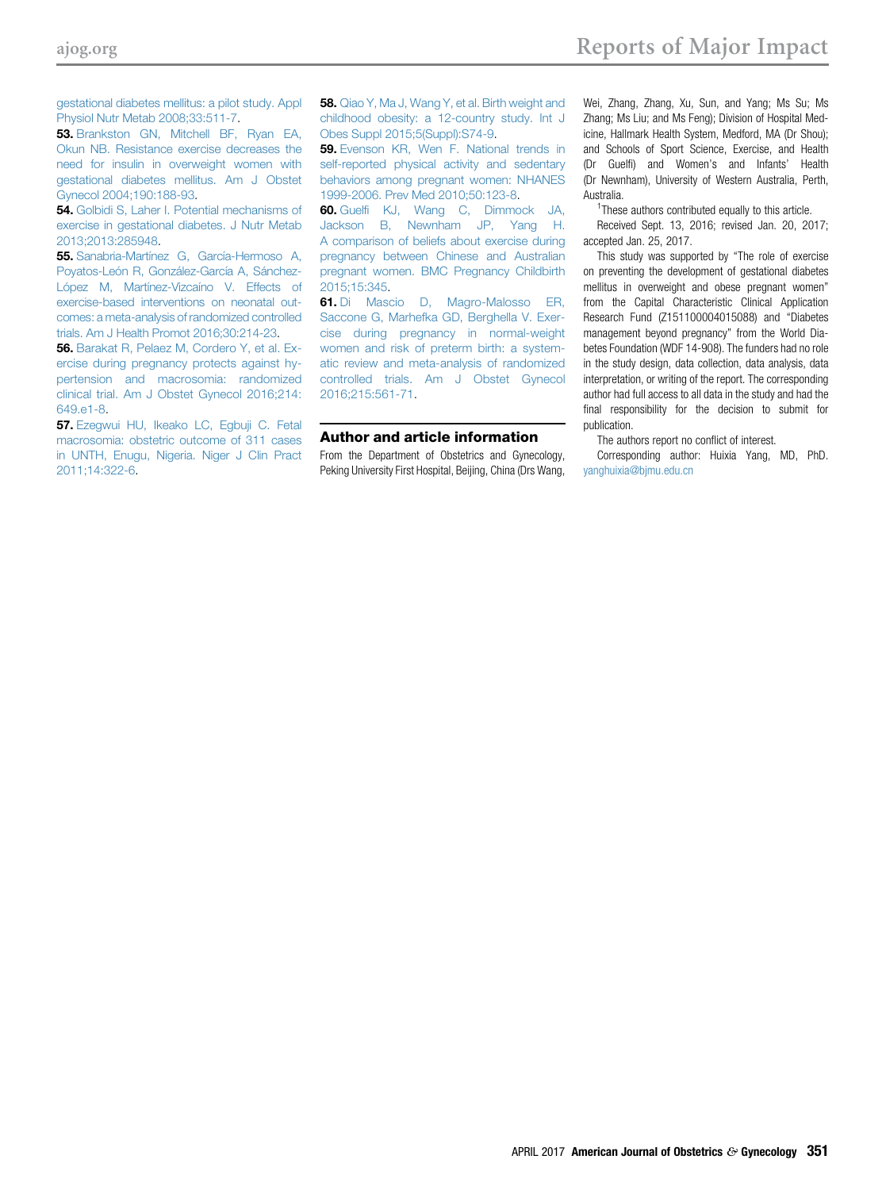gestational diabetes mellitus: a pilot study. Appl Physiol Nutr Metab 2008;33:511-7.

**53.** Brankston GN, Mitchell BF, Ryan EA, Okun NB. Resistance exercise decreases the need for insulin in overweight women with gestational diabetes mellitus. Am J Obstet Gynecol 2004;190:188-93.

**54.** Golbidi S, Laher I. Potential mechanisms of exercise in gestational diabetes. J Nutr Metab 2013;2013:285948.

**55.** Sanabria-Martínez G, García-Hermoso A, Poyatos-León R, González-García A, Sánchez-López M, Martínez-Vizcaíno V. Effects of exercise-based interventions on neonatal outcomes: a meta-analysis of randomized controlled trials. Am J Health Promot 2016;30:214-23.

**56.** Barakat R, Pelaez M, Cordero Y, et al. Exercise during pregnancy protects against hypertension and macrosomia: randomized clinical trial. Am J Obstet Gynecol 2016;214:649.e1-8.

**57.** Ezegwui HU, Ikeako LC, Egbuji C. Fetal macrosomia: obstetric outcome of 311 cases in UNTH, Enugu, Nigeria. Niger J Clin Pract 2011;14:322-6.

**58.** Qiao Y, Ma J, Wang Y, et al. Birth weight and childhood obesity: a 12-country study. Int J Obes Suppl 2015;5(Suppl):S74-9.

**59.** Evenson KR, Wen F. National trends in self-reported physical activity and sedentary behaviors among pregnant women: NHANES 1999-2006. Prev Med 2010;50:123-8.

**60.** Guelfi KJ, Wang C, Dimmock JA, Jackson B, Newnham JP, Yang H. A comparison of beliefs about exercise during pregnancy between Chinese and Australian pregnant women. BMC Pregnancy Childbirth 2015;15:345.

**61.** Di Mascio D, Magro-Malosso ER, Saccone G, Marhefka GD, Berghella V. Exercise during pregnancy in normal-weight women and risk of preterm birth: a systematic review and meta-analysis of randomized controlled trials. Am J Obstet Gynecol 2016;215:561-71.

## Author and article information

From the Department of Obstetrics and Gynecology, Peking University First Hospital, Beijing, China (Drs Wang, Wei, Zhang, Zhang, Xu, Sun, and Yang; Ms Su; Ms Zhang; Ms Liu; and Ms Feng); Division of Hospital Medicine, Hallmark Health System, Medford, MA (Dr Shou); and Schools of Sport Science, Exercise, and Health (Dr Guelfi) and Women's and Infants' Health (Dr Newnham), University of Western Australia, Perth, Australia.

[1]These authors contributed equally to this article.

Received Sept. 13, 2016; revised Jan. 20, 2017; accepted Jan. 25, 2017.

This study was supported by "The role of exercise on preventing the development of gestational diabetes mellitus in overweight and obese pregnant women" from the Capital Characteristic Clinical Application Research Fund (Z151100004015088) and "Diabetes management beyond pregnancy" from the World Diabetes Foundation (WDF 14-908). The funders had no role in the study design, data collection, data analysis, data interpretation, or writing of the report. The corresponding author had full access to all data in the study and had the final responsibility for the decision to submit for publication.

The authors report no conflict of interest.

Corresponding author: Huixia Yang, MD, PhD. yanghuixia@bjmu.edu.cn